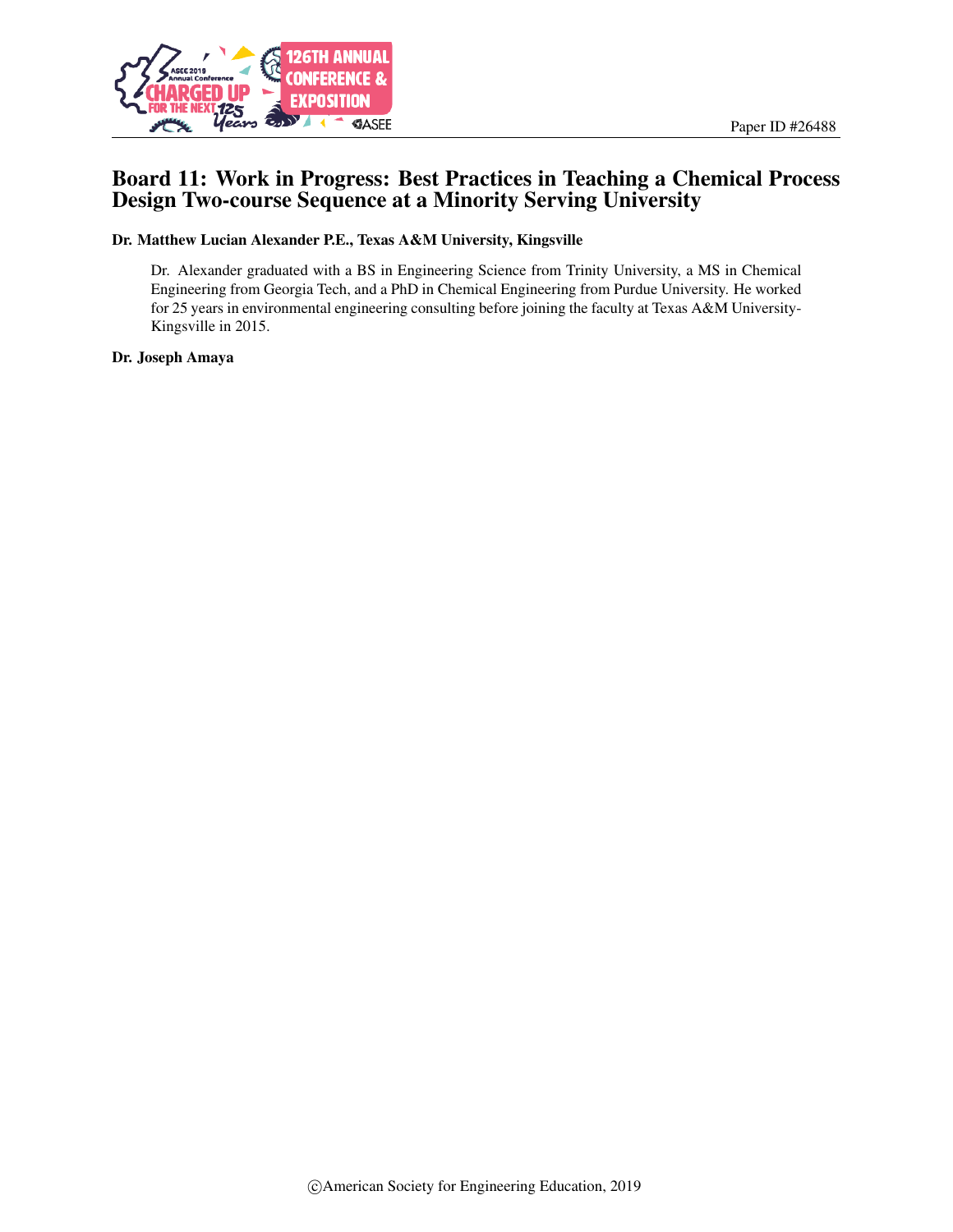Paper ID #26488

# Board 11: Work in Progress: Best Practices in Teaching a Chemical Process Design Two-course Sequence at a Minority Serving University

**Dr. Matthew Lucian Alexander P.E., Texas A&M University, Kingsville**

Dr. Alexander graduated with a BS in Engineering Science from Trinity University, a MS in Chemical Engineering from Georgia Tech, and a PhD in Chemical Engineering from Purdue University. He worked for 25 years in environmental engineering consulting before joining the faculty at Texas A&M University-Kingsville in 2015.

**Dr. Joseph Amaya**

©American Society for Engineering Education, 2019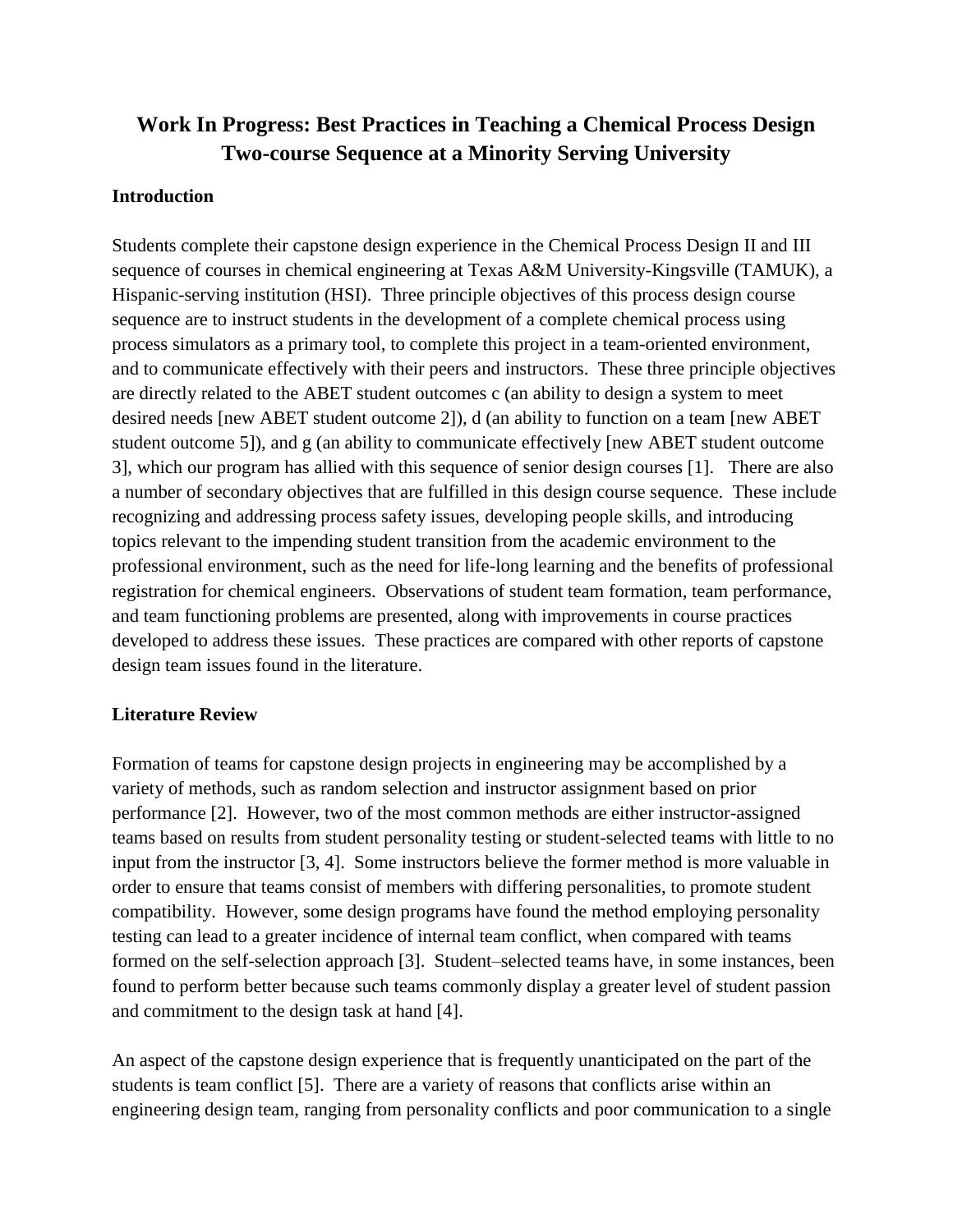# Work In Progress: Best Practices in Teaching a Chemical Process Design Two-course Sequence at a Minority Serving University

## Introduction

Students complete their capstone design experience in the Chemical Process Design II and III sequence of courses in chemical engineering at Texas A&M University-Kingsville (TAMUK), a Hispanic-serving institution (HSI). Three principle objectives of this process design course sequence are to instruct students in the development of a complete chemical process using process simulators as a primary tool, to complete this project in a team-oriented environment, and to communicate effectively with their peers and instructors. These three principle objectives are directly related to the ABET student outcomes c (an ability to design a system to meet desired needs [new ABET student outcome 2]), d (an ability to function on a team [new ABET student outcome 5]), and g (an ability to communicate effectively [new ABET student outcome 3], which our program has allied with this sequence of senior design courses [1]. There are also a number of secondary objectives that are fulfilled in this design course sequence. These include recognizing and addressing process safety issues, developing people skills, and introducing topics relevant to the impending student transition from the academic environment to the professional environment, such as the need for life-long learning and the benefits of professional registration for chemical engineers. Observations of student team formation, team performance, and team functioning problems are presented, along with improvements in course practices developed to address these issues. These practices are compared with other reports of capstone design team issues found in the literature.

## Literature Review

Formation of teams for capstone design projects in engineering may be accomplished by a variety of methods, such as random selection and instructor assignment based on prior performance [2]. However, two of the most common methods are either instructor-assigned teams based on results from student personality testing or student-selected teams with little to no input from the instructor [3, 4]. Some instructors believe the former method is more valuable in order to ensure that teams consist of members with differing personalities, to promote student compatibility. However, some design programs have found the method employing personality testing can lead to a greater incidence of internal team conflict, when compared with teams formed on the self-selection approach [3]. Student–selected teams have, in some instances, been found to perform better because such teams commonly display a greater level of student passion and commitment to the design task at hand [4].

An aspect of the capstone design experience that is frequently unanticipated on the part of the students is team conflict [5]. There are a variety of reasons that conflicts arise within an engineering design team, ranging from personality conflicts and poor communication to a single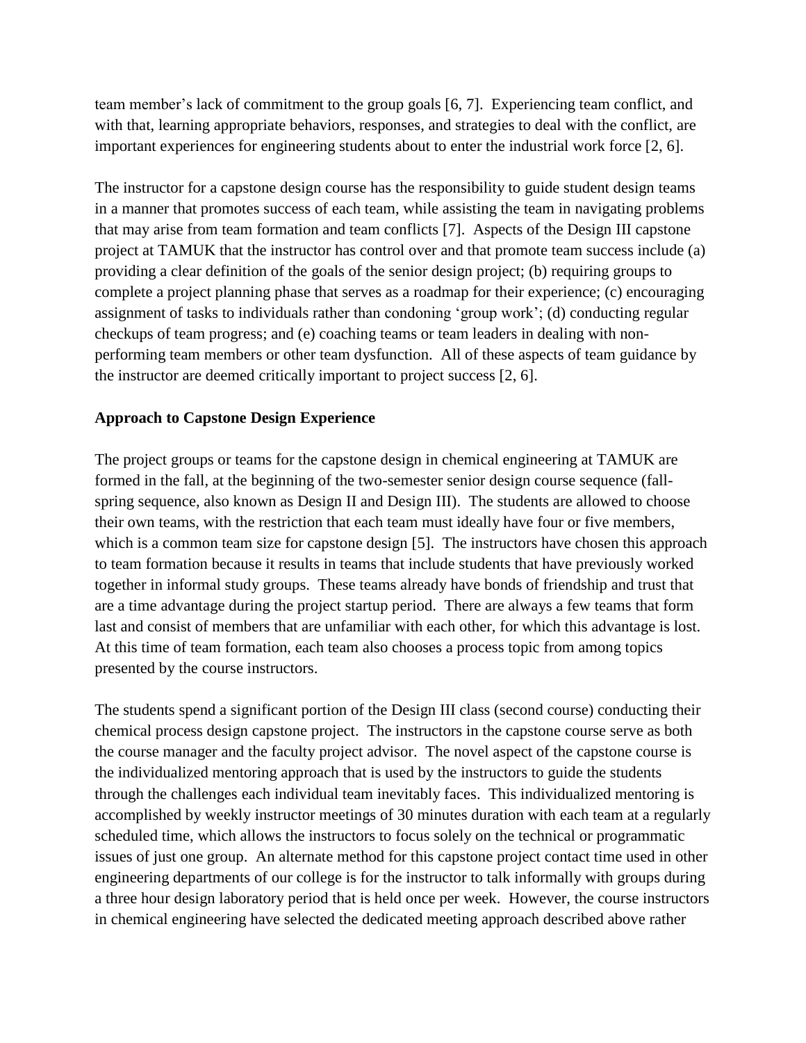team member's lack of commitment to the group goals [6, 7]. Experiencing team conflict, and with that, learning appropriate behaviors, responses, and strategies to deal with the conflict, are important experiences for engineering students about to enter the industrial work force [2, 6].

The instructor for a capstone design course has the responsibility to guide student design teams in a manner that promotes success of each team, while assisting the team in navigating problems that may arise from team formation and team conflicts [7]. Aspects of the Design III capstone project at TAMUK that the instructor has control over and that promote team success include (a) providing a clear definition of the goals of the senior design project; (b) requiring groups to complete a project planning phase that serves as a roadmap for their experience; (c) encouraging assignment of tasks to individuals rather than condoning 'group work'; (d) conducting regular checkups of team progress; and (e) coaching teams or team leaders in dealing with non-performing team members or other team dysfunction. All of these aspects of team guidance by the instructor are deemed critically important to project success [2, 6].

**Approach to Capstone Design Experience**

The project groups or teams for the capstone design in chemical engineering at TAMUK are formed in the fall, at the beginning of the two-semester senior design course sequence (fall-spring sequence, also known as Design II and Design III). The students are allowed to choose their own teams, with the restriction that each team must ideally have four or five members, which is a common team size for capstone design [5]. The instructors have chosen this approach to team formation because it results in teams that include students that have previously worked together in informal study groups. These teams already have bonds of friendship and trust that are a time advantage during the project startup period. There are always a few teams that form last and consist of members that are unfamiliar with each other, for which this advantage is lost. At this time of team formation, each team also chooses a process topic from among topics presented by the course instructors.

The students spend a significant portion of the Design III class (second course) conducting their chemical process design capstone project. The instructors in the capstone course serve as both the course manager and the faculty project advisor. The novel aspect of the capstone course is the individualized mentoring approach that is used by the instructors to guide the students through the challenges each individual team inevitably faces. This individualized mentoring is accomplished by weekly instructor meetings of 30 minutes duration with each team at a regularly scheduled time, which allows the instructors to focus solely on the technical or programmatic issues of just one group. An alternate method for this capstone project contact time used in other engineering departments of our college is for the instructor to talk informally with groups during a three hour design laboratory period that is held once per week. However, the course instructors in chemical engineering have selected the dedicated meeting approach described above rather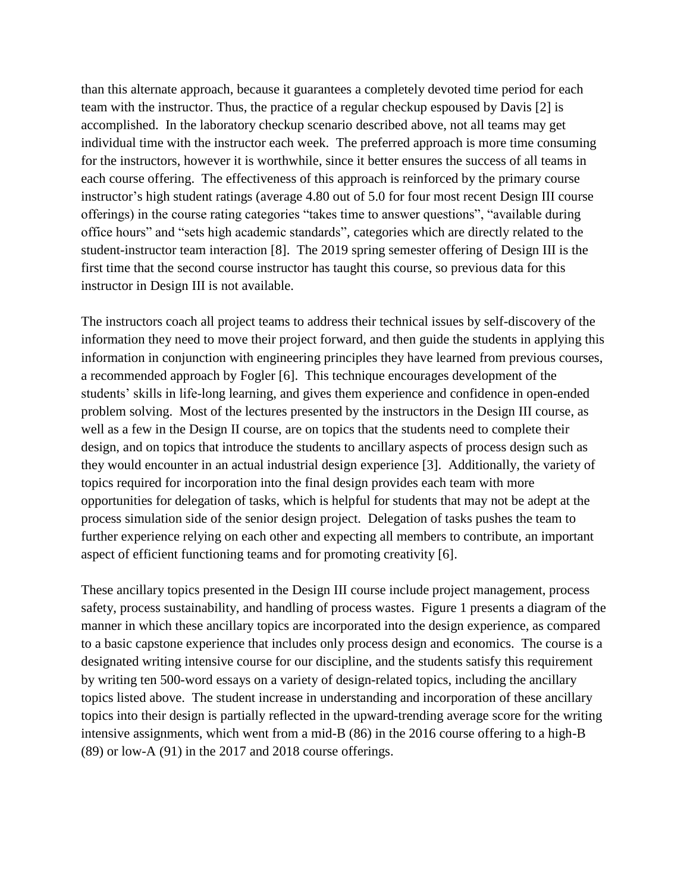than this alternate approach, because it guarantees a completely devoted time period for each team with the instructor. Thus, the practice of a regular checkup espoused by Davis [2] is accomplished. In the laboratory checkup scenario described above, not all teams may get individual time with the instructor each week. The preferred approach is more time consuming for the instructors, however it is worthwhile, since it better ensures the success of all teams in each course offering. The effectiveness of this approach is reinforced by the primary course instructor's high student ratings (average 4.80 out of 5.0 for four most recent Design III course offerings) in the course rating categories "takes time to answer questions", "available during office hours" and "sets high academic standards", categories which are directly related to the student-instructor team interaction [8]. The 2019 spring semester offering of Design III is the first time that the second course instructor has taught this course, so previous data for this instructor in Design III is not available.

The instructors coach all project teams to address their technical issues by self-discovery of the information they need to move their project forward, and then guide the students in applying this information in conjunction with engineering principles they have learned from previous courses, a recommended approach by Fogler [6]. This technique encourages development of the students' skills in life-long learning, and gives them experience and confidence in open-ended problem solving. Most of the lectures presented by the instructors in the Design III course, as well as a few in the Design II course, are on topics that the students need to complete their design, and on topics that introduce the students to ancillary aspects of process design such as they would encounter in an actual industrial design experience [3]. Additionally, the variety of topics required for incorporation into the final design provides each team with more opportunities for delegation of tasks, which is helpful for students that may not be adept at the process simulation side of the senior design project. Delegation of tasks pushes the team to further experience relying on each other and expecting all members to contribute, an important aspect of efficient functioning teams and for promoting creativity [6].

These ancillary topics presented in the Design III course include project management, process safety, process sustainability, and handling of process wastes. Figure 1 presents a diagram of the manner in which these ancillary topics are incorporated into the design experience, as compared to a basic capstone experience that includes only process design and economics. The course is a designated writing intensive course for our discipline, and the students satisfy this requirement by writing ten 500-word essays on a variety of design-related topics, including the ancillary topics listed above. The student increase in understanding and incorporation of these ancillary topics into their design is partially reflected in the upward-trending average score for the writing intensive assignments, which went from a mid-B (86) in the 2016 course offering to a high-B (89) or low-A (91) in the 2017 and 2018 course offerings.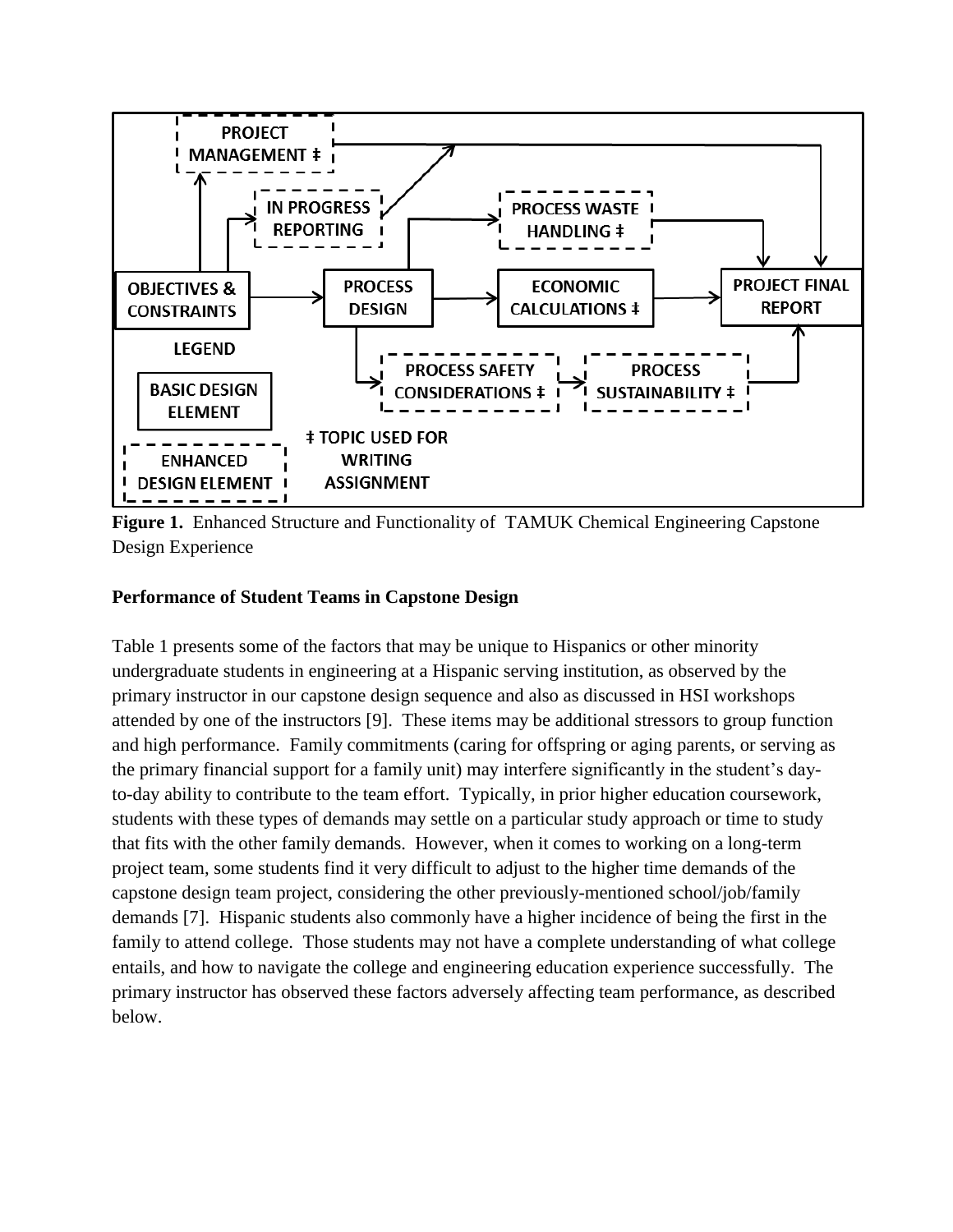**Figure 1.** Enhanced Structure and Functionality of TAMUK Chemical Engineering Capstone Design Experience

**Performance of Student Teams in Capstone Design**

Table 1 presents some of the factors that may be unique to Hispanics or other minority undergraduate students in engineering at a Hispanic serving institution, as observed by the primary instructor in our capstone design sequence and also as discussed in HSI workshops attended by one of the instructors [9]. These items may be additional stressors to group function and high performance. Family commitments (caring for offspring or aging parents, or serving as the primary financial support for a family unit) may interfere significantly in the student's day-to-day ability to contribute to the team effort. Typically, in prior higher education coursework, students with these types of demands may settle on a particular study approach or time to study that fits with the other family demands. However, when it comes to working on a long-term project team, some students find it very difficult to adjust to the higher time demands of the capstone design team project, considering the other previously-mentioned school/job/family demands [7]. Hispanic students also commonly have a higher incidence of being the first in the family to attend college. Those students may not have a complete understanding of what college entails, and how to navigate the college and engineering education experience successfully. The primary instructor has observed these factors adversely affecting team performance, as described below.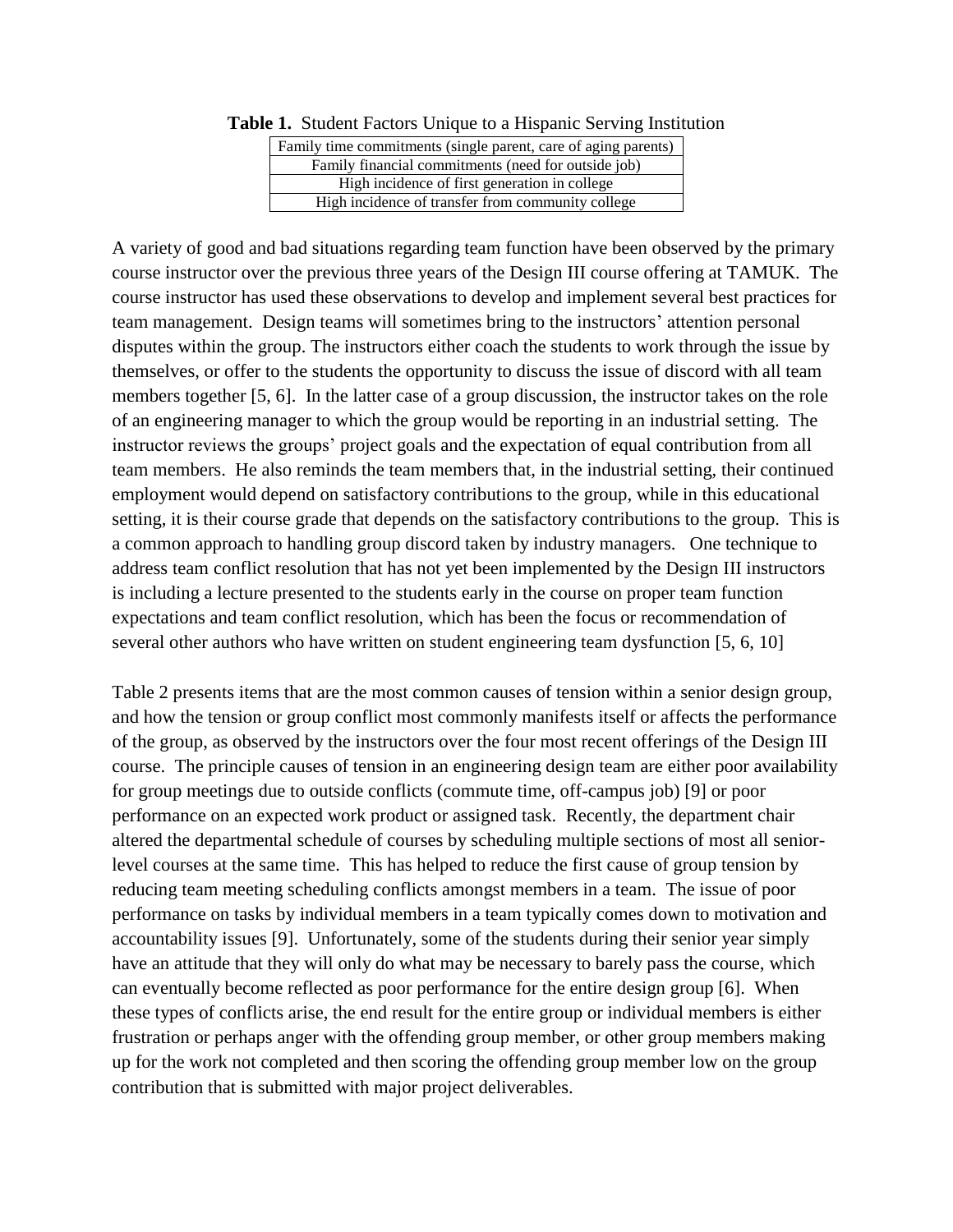**Table 1.** Student Factors Unique to a Hispanic Serving Institution

| Family time commitments (single parent, care of aging parents) |
| --- |
| Family financial commitments (need for outside job) |
| High incidence of first generation in college |
| High incidence of transfer from community college |

A variety of good and bad situations regarding team function have been observed by the primary course instructor over the previous three years of the Design III course offering at TAMUK. The course instructor has used these observations to develop and implement several best practices for team management. Design teams will sometimes bring to the instructors' attention personal disputes within the group. The instructors either coach the students to work through the issue by themselves, or offer to the students the opportunity to discuss the issue of discord with all team members together [5, 6]. In the latter case of a group discussion, the instructor takes on the role of an engineering manager to which the group would be reporting in an industrial setting. The instructor reviews the groups' project goals and the expectation of equal contribution from all team members. He also reminds the team members that, in the industrial setting, their continued employment would depend on satisfactory contributions to the group, while in this educational setting, it is their course grade that depends on the satisfactory contributions to the group. This is a common approach to handling group discord taken by industry managers. One technique to address team conflict resolution that has not yet been implemented by the Design III instructors is including a lecture presented to the students early in the course on proper team function expectations and team conflict resolution, which has been the focus or recommendation of several other authors who have written on student engineering team dysfunction [5, 6, 10]

Table 2 presents items that are the most common causes of tension within a senior design group, and how the tension or group conflict most commonly manifests itself or affects the performance of the group, as observed by the instructors over the four most recent offerings of the Design III course. The principle causes of tension in an engineering design team are either poor availability for group meetings due to outside conflicts (commute time, off-campus job) [9] or poor performance on an expected work product or assigned task. Recently, the department chair altered the departmental schedule of courses by scheduling multiple sections of most all senior-level courses at the same time. This has helped to reduce the first cause of group tension by reducing team meeting scheduling conflicts amongst members in a team. The issue of poor performance on tasks by individual members in a team typically comes down to motivation and accountability issues [9]. Unfortunately, some of the students during their senior year simply have an attitude that they will only do what may be necessary to barely pass the course, which can eventually become reflected as poor performance for the entire design group [6]. When these types of conflicts arise, the end result for the entire group or individual members is either frustration or perhaps anger with the offending group member, or other group members making up for the work not completed and then scoring the offending group member low on the group contribution that is submitted with major project deliverables.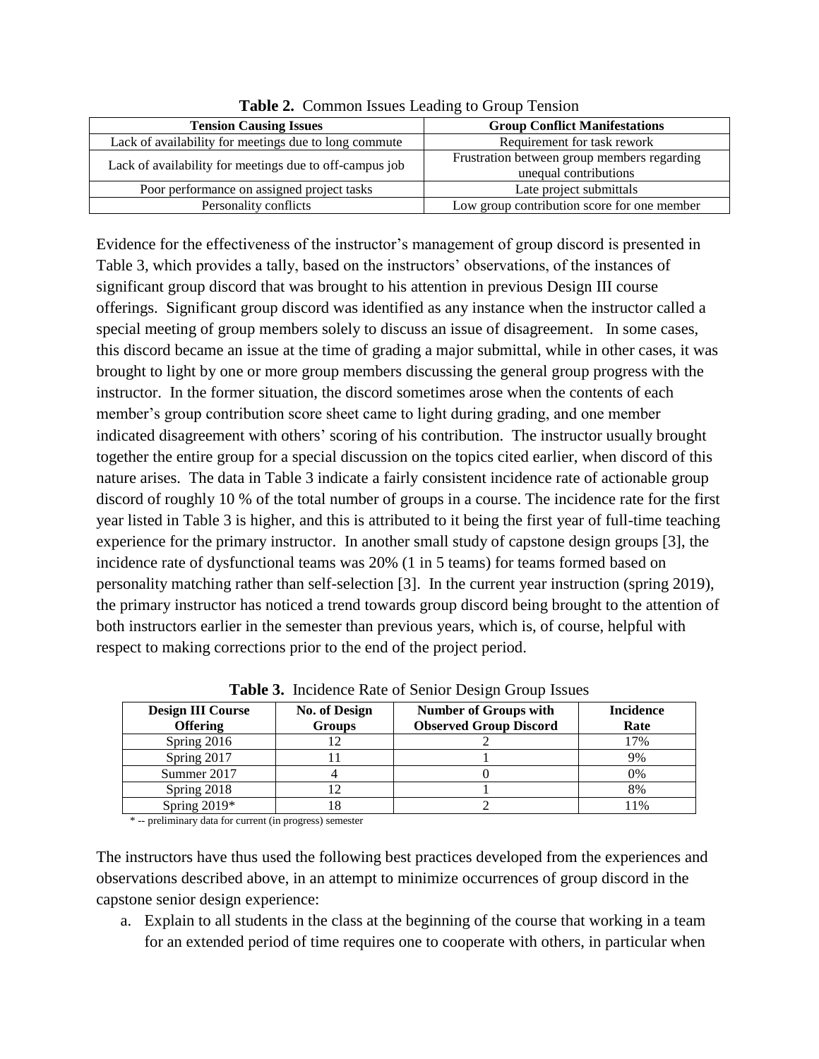**Table 2.** Common Issues Leading to Group Tension

| Tension Causing Issues | Group Conflict Manifestations |
| --- | --- |
| Lack of availability for meetings due to long commute | Requirement for task rework |
| Lack of availability for meetings due to off-campus job | Frustration between group members regarding unequal contributions |
| Poor performance on assigned project tasks | Late project submittals |
| Personality conflicts | Low group contribution score for one member |

Evidence for the effectiveness of the instructor's management of group discord is presented in Table 3, which provides a tally, based on the instructors' observations, of the instances of significant group discord that was brought to his attention in previous Design III course offerings. Significant group discord was identified as any instance when the instructor called a special meeting of group members solely to discuss an issue of disagreement. In some cases, this discord became an issue at the time of grading a major submittal, while in other cases, it was brought to light by one or more group members discussing the general group progress with the instructor. In the former situation, the discord sometimes arose when the contents of each member's group contribution score sheet came to light during grading, and one member indicated disagreement with others' scoring of his contribution. The instructor usually brought together the entire group for a special discussion on the topics cited earlier, when discord of this nature arises. The data in Table 3 indicate a fairly consistent incidence rate of actionable group discord of roughly 10 % of the total number of groups in a course. The incidence rate for the first year listed in Table 3 is higher, and this is attributed to it being the first year of full-time teaching experience for the primary instructor. In another small study of capstone design groups [3], the incidence rate of dysfunctional teams was 20% (1 in 5 teams) for teams formed based on personality matching rather than self-selection [3]. In the current year instruction (spring 2019), the primary instructor has noticed a trend towards group discord being brought to the attention of both instructors earlier in the semester than previous years, which is, of course, helpful with respect to making corrections prior to the end of the project period.

**Table 3.** Incidence Rate of Senior Design Group Issues

| Design III Course Offering | No. of Design Groups | Number of Groups with Observed Group Discord | Incidence Rate |
| --- | --- | --- | --- |
| Spring 2016 | 12 | 2 | 17% |
| Spring 2017 | 11 | 1 | 9% |
| Summer 2017 | 4 | 0 | 0% |
| Spring 2018 | 12 | 1 | 8% |
| Spring 2019* | 18 | 2 | 11% |

\* -- preliminary data for current (in progress) semester

The instructors have thus used the following best practices developed from the experiences and observations described above, in an attempt to minimize occurrences of group discord in the capstone senior design experience:

a. Explain to all students in the class at the beginning of the course that working in a team for an extended period of time requires one to cooperate with others, in particular when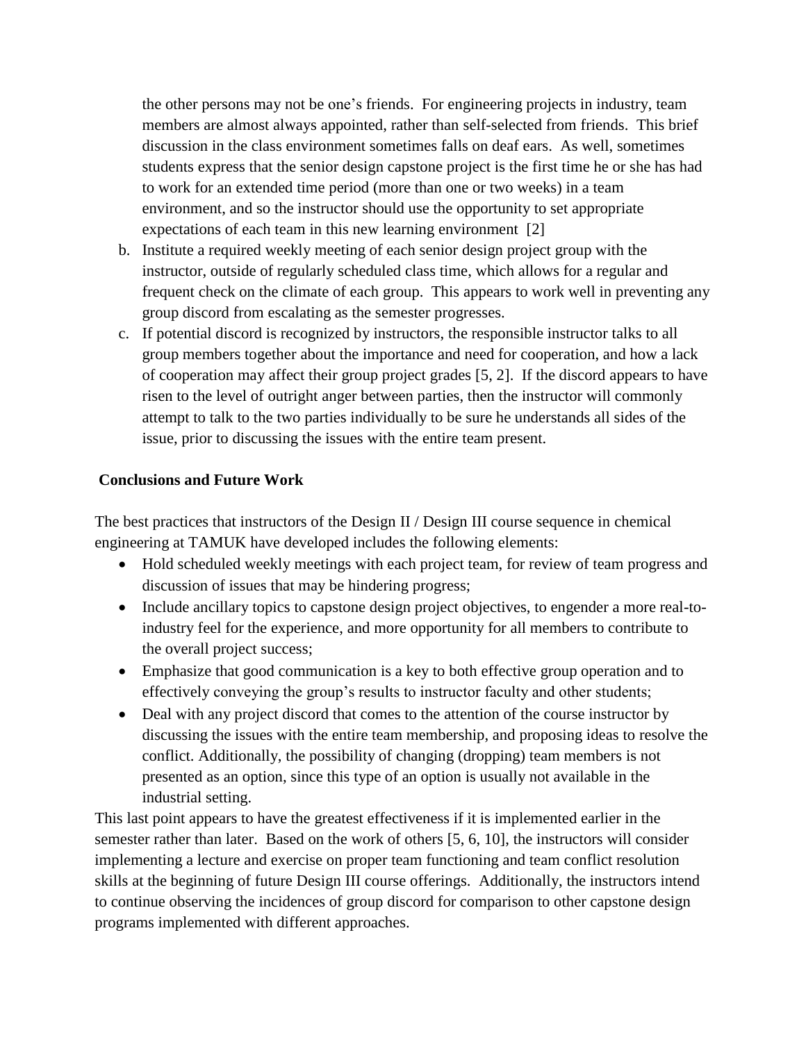the other persons may not be one's friends. For engineering projects in industry, team members are almost always appointed, rather than self-selected from friends. This brief discussion in the class environment sometimes falls on deaf ears. As well, sometimes students express that the senior design capstone project is the first time he or she has had to work for an extended time period (more than one or two weeks) in a team environment, and so the instructor should use the opportunity to set appropriate expectations of each team in this new learning environment [2]

b. Institute a required weekly meeting of each senior design project group with the instructor, outside of regularly scheduled class time, which allows for a regular and frequent check on the climate of each group. This appears to work well in preventing any group discord from escalating as the semester progresses.
c. If potential discord is recognized by instructors, the responsible instructor talks to all group members together about the importance and need for cooperation, and how a lack of cooperation may affect their group project grades [5, 2]. If the discord appears to have risen to the level of outright anger between parties, then the instructor will commonly attempt to talk to the two parties individually to be sure he understands all sides of the issue, prior to discussing the issues with the entire team present.

## Conclusions and Future Work

The best practices that instructors of the Design II / Design III course sequence in chemical engineering at TAMUK have developed includes the following elements:

- Hold scheduled weekly meetings with each project team, for review of team progress and discussion of issues that may be hindering progress;
- Include ancillary topics to capstone design project objectives, to engender a more real-to-industry feel for the experience, and more opportunity for all members to contribute to the overall project success;
- Emphasize that good communication is a key to both effective group operation and to effectively conveying the group's results to instructor faculty and other students;
- Deal with any project discord that comes to the attention of the course instructor by discussing the issues with the entire team membership, and proposing ideas to resolve the conflict. Additionally, the possibility of changing (dropping) team members is not presented as an option, since this type of an option is usually not available in the industrial setting.

This last point appears to have the greatest effectiveness if it is implemented earlier in the semester rather than later. Based on the work of others [5, 6, 10], the instructors will consider implementing a lecture and exercise on proper team functioning and team conflict resolution skills at the beginning of future Design III course offerings. Additionally, the instructors intend to continue observing the incidences of group discord for comparison to other capstone design programs implemented with different approaches.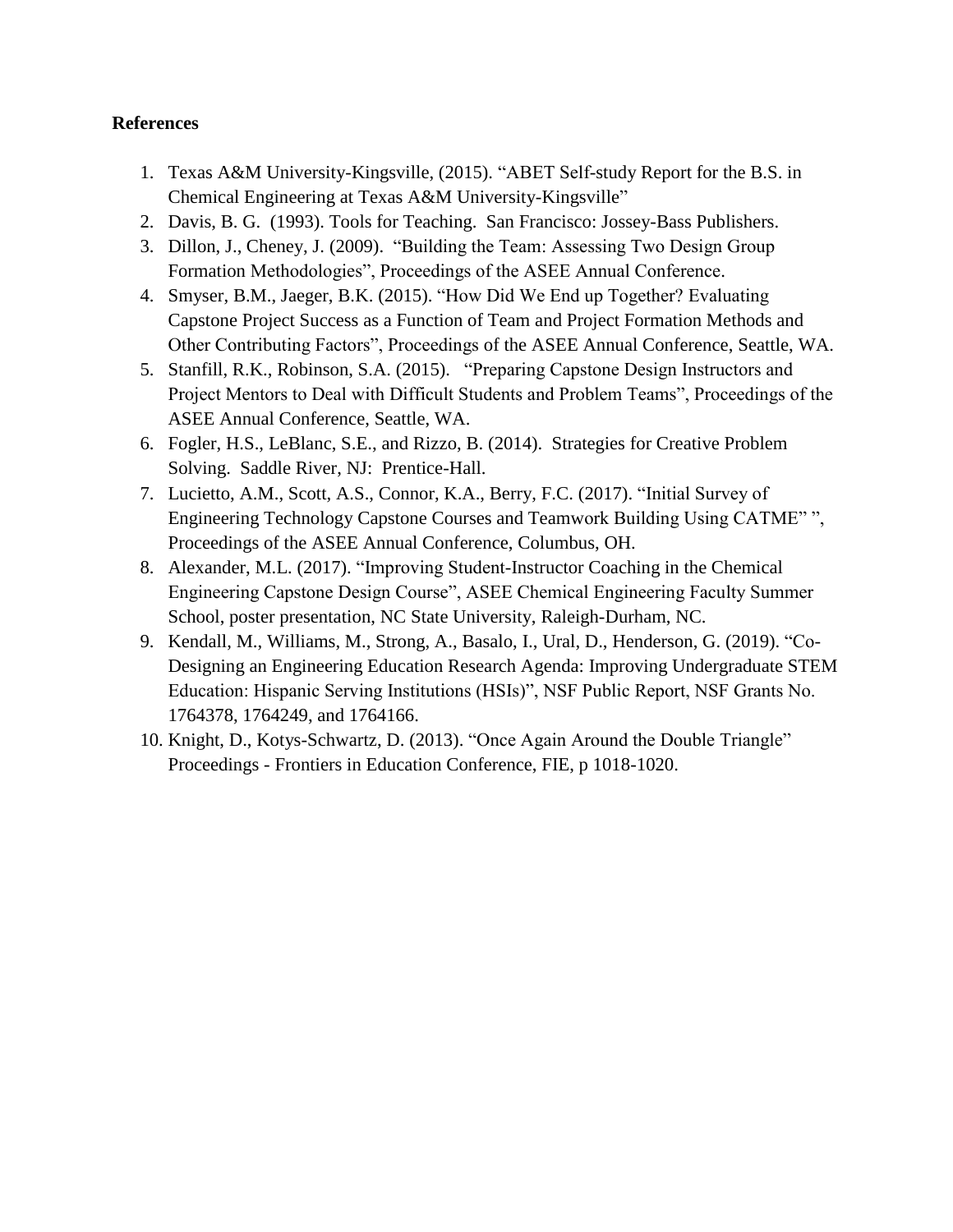**References**

1. Texas A&M University-Kingsville, (2015). "ABET Self-study Report for the B.S. in Chemical Engineering at Texas A&M University-Kingsville"
2. Davis, B. G. (1993). Tools for Teaching. San Francisco: Jossey-Bass Publishers.
3. Dillon, J., Cheney, J. (2009). "Building the Team: Assessing Two Design Group Formation Methodologies", Proceedings of the ASEE Annual Conference.
4. Smyser, B.M., Jaeger, B.K. (2015). "How Did We End up Together? Evaluating Capstone Project Success as a Function of Team and Project Formation Methods and Other Contributing Factors", Proceedings of the ASEE Annual Conference, Seattle, WA.
5. Stanfill, R.K., Robinson, S.A. (2015). "Preparing Capstone Design Instructors and Project Mentors to Deal with Difficult Students and Problem Teams", Proceedings of the ASEE Annual Conference, Seattle, WA.
6. Fogler, H.S., LeBlanc, S.E., and Rizzo, B. (2014). Strategies for Creative Problem Solving. Saddle River, NJ: Prentice-Hall.
7. Lucietto, A.M., Scott, A.S., Connor, K.A., Berry, F.C. (2017). "Initial Survey of Engineering Technology Capstone Courses and Teamwork Building Using CATME" ", Proceedings of the ASEE Annual Conference, Columbus, OH.
8. Alexander, M.L. (2017). "Improving Student-Instructor Coaching in the Chemical Engineering Capstone Design Course", ASEE Chemical Engineering Faculty Summer School, poster presentation, NC State University, Raleigh-Durham, NC.
9. Kendall, M., Williams, M., Strong, A., Basalo, I., Ural, D., Henderson, G. (2019). "Co-Designing an Engineering Education Research Agenda: Improving Undergraduate STEM Education: Hispanic Serving Institutions (HSIs)", NSF Public Report, NSF Grants No. 1764378, 1764249, and 1764166.
10. Knight, D., Kotys-Schwartz, D. (2013). "Once Again Around the Double Triangle" Proceedings - Frontiers in Education Conference, FIE, p 1018-1020.